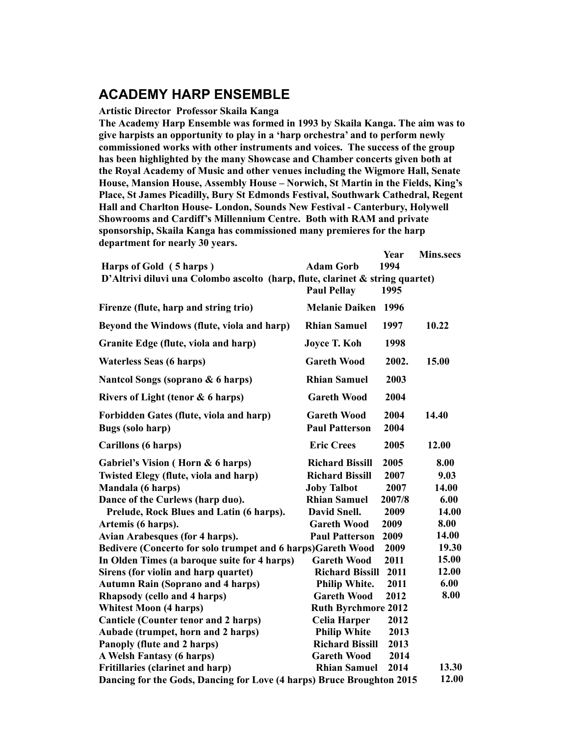## ACADEMY HARP ENSEMBLE

**Artistic Director Professor Skaila Kanga**

**The Academy Harp Ensemble was formed in 1993 by Skaila Kanga. The aim was to give harpists an opportunity to play in a 'harp orchestra' and to perform newly commissioned works with other instruments and voices. The success of the group has been highlighted by the many Showcase and Chamber concerts given both at the Royal Academy of Music and other venues including the Wigmore Hall, Senate House, Mansion House, Assembly House – Norwich, St Martin in the Fields, King's Place, St James Picadilly, Bury St Edmonds Festival, Southwark Cathedral, Regent Hall and Charlton House- London, Sounds New Festival - Canterbury, Holywell Showrooms and Cardiff's Millennium Centre. Both with RAM and private sponsorship, Skaila Kanga has commissioned many premieres for the harp department for nearly 30 years.**

| | | Year | Mins.secs |
|---|---|---|---|
| **Harps of Gold ( 5 harps )** | **Adam Gorb** | **1994** | |
| **D'Altrivi diluvi una Colombo ascolto (harp, flute, clarinet & string quartet)** | **Paul Pellay** | **1995** | |
| **Firenze (flute, harp and string trio)** | **Melanie Daiken** | **1996** | |
| **Beyond the Windows (flute, viola and harp)** | **Rhian Samuel** | **1997** | **10.22** |
| **Granite Edge (flute, viola and harp)** | **Joyce T. Koh** | **1998** | |
| **Waterless Seas (6 harps)** | **Gareth Wood** | **2002.** | **15.00** |
| **Nantcol Songs (soprano & 6 harps)** | **Rhian Samuel** | **2003** | |
| **Rivers of Light (tenor & 6 harps)** | **Gareth Wood** | **2004** | |
| **Forbidden Gates (flute, viola and harp)** | **Gareth Wood** | **2004** | **14.40** |
| **Bugs (solo harp)** | **Paul Patterson** | **2004** | |
| **Carillons (6 harps)** | **Eric Crees** | **2005** | **12.00** |
| **Gabriel's Vision ( Horn & 6 harps)** | **Richard Bissill** | **2005** | **8.00** |
| **Twisted Elegy (flute, viola and harp)** | **Richard Bissill** | **2007** | **9.03** |
| **Mandala (6 harps)** | **Joby Talbot** | **2007** | **14.00** |
| **Dance of the Curlews (harp duo).** | **Rhian Samuel** | **2007/8** | **6.00** |
| **Prelude, Rock Blues and Latin (6 harps).** | **David Snell.** | **2009** | **14.00** |
| **Artemis (6 harps).** | **Gareth Wood** | **2009** | **8.00** |
| **Avian Arabesques (for 4 harps).** | **Paul Patterson** | **2009** | **14.00** |
| **Bedivere (Concerto for solo trumpet and 6 harps)** | **Gareth Wood** | **2009** | **19.30** |
| **In Olden Times (a baroque suite for 4 harps)** | **Gareth Wood** | **2011** | **15.00** |
| **Sirens (for violin and harp quartet)** | **Richard Bissill** | **2011** | **12.00** |
| **Autumn Rain (Soprano and 4 harps)** | **Philip White.** | **2011** | **6.00** |
| **Rhapsody (cello and 4 harps)** | **Gareth Wood** | **2012** | **8.00** |
| **Whitest Moon (4 harps)** | **Ruth Byrchmore** | **2012** | |
| **Canticle (Counter tenor and 2 harps)** | **Celia Harper** | **2012** | |
| **Aubade (trumpet, horn and 2 harps)** | **Philip White** | **2013** | |
| **Panoply (flute and 2 harps)** | **Richard Bissill** | **2013** | |
| **A Welsh Fantasy (6 harps)** | **Gareth Wood** | **2014** | |
| **Fritillaries (clarinet and harp)** | **Rhian Samuel** | **2014** | **13.30** |
| **Dancing for the Gods, Dancing for Love (4 harps)** | **Bruce Broughton** | **2015** | **12.00** |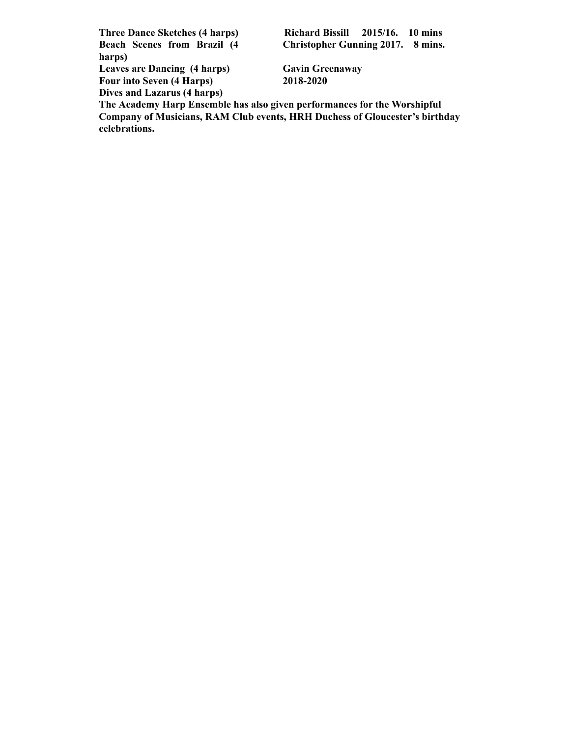| | |
|---|---|
| **Three Dance Sketches (4 harps)** | **Richard Bissill 2015/16. 10 mins** |
| **Beach Scenes from Brazil (4 harps)** | **Christopher Gunning 2017. 8 mins.** |
| **Leaves are Dancing (4 harps)** | **Gavin Greenaway** |
| **Four into Seven (4 Harps)** | **2018-2020** |
| **Dives and Lazarus (4 harps)** | |

**The Academy Harp Ensemble has also given performances for the Worshipful Company of Musicians, RAM Club events, HRH Duchess of Gloucester's birthday celebrations.**